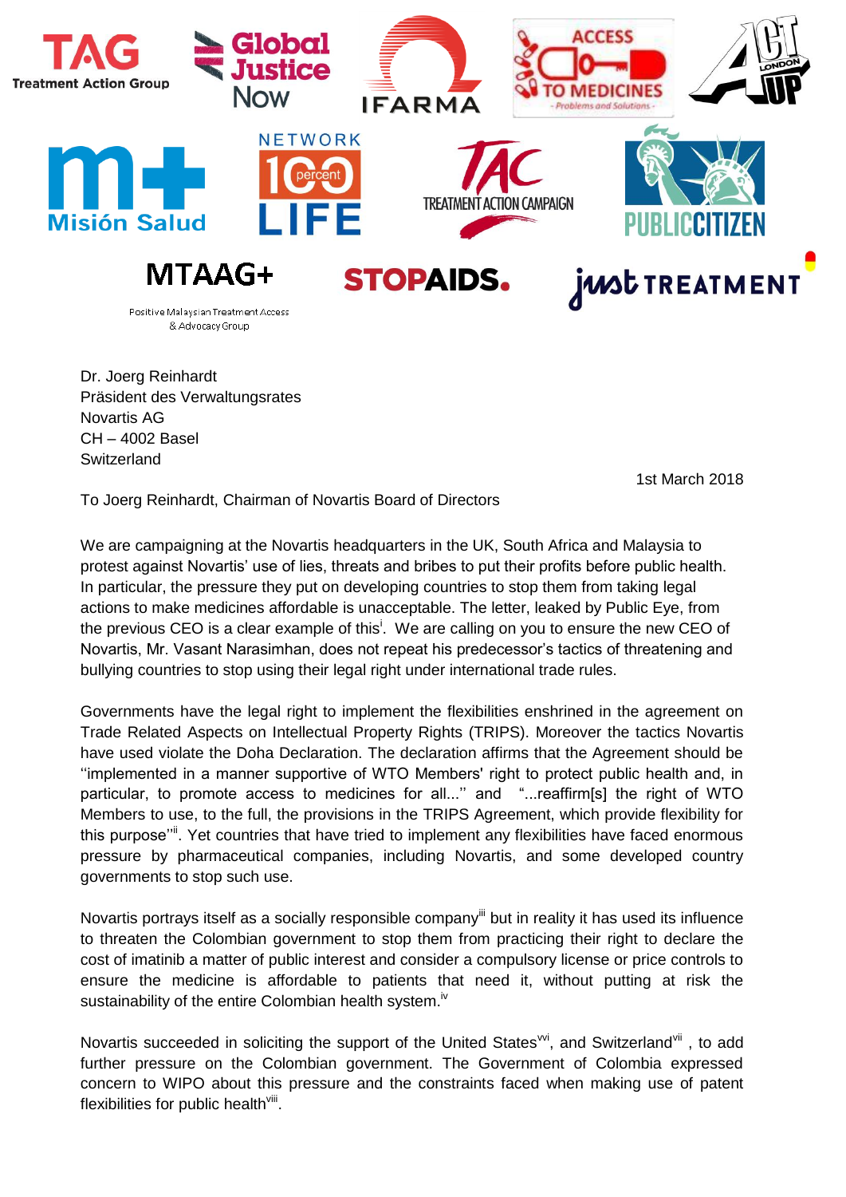TAG Treatment Action Group | Global Justice Now | IFARMA | ACCESS TO MEDICINES - Problems and Solutions - | ACT UP LONDON

Misión Salud | NETWORK 100 percent LIFE | TAC TREATMENT ACTION CAMPAIGN | PUBLIC CITIZEN

MTAAG+ Positive Malaysian Treatment Access & Advocacy Group | STOPAIDS. | just TREATMENT

Dr. Joerg Reinhardt
Präsident des Verwaltungsrates
Novartis AG
CH – 4002 Basel
Switzerland

1st March 2018

To Joerg Reinhardt, Chairman of Novartis Board of Directors

We are campaigning at the Novartis headquarters in the UK, South Africa and Malaysia to protest against Novartis' use of lies, threats and bribes to put their profits before public health. In particular, the pressure they put on developing countries to stop them from taking legal actions to make medicines affordable is unacceptable. The letter, leaked by Public Eye, from the previous CEO is a clear example of this[i]. We are calling on you to ensure the new CEO of Novartis, Mr. Vasant Narasimhan, does not repeat his predecessor's tactics of threatening and bullying countries to stop using their legal right under international trade rules.

Governments have the legal right to implement the flexibilities enshrined in the agreement on Trade Related Aspects on Intellectual Property Rights (TRIPS). Moreover the tactics Novartis have used violate the Doha Declaration. The declaration affirms that the Agreement should be ''implemented in a manner supportive of WTO Members' right to protect public health and, in particular, to promote access to medicines for all...'' and "...reaffirm[s] the right of WTO Members to use, to the full, the provisions in the TRIPS Agreement, which provide flexibility for this purpose''[ii]. Yet countries that have tried to implement any flexibilities have faced enormous pressure by pharmaceutical companies, including Novartis, and some developed country governments to stop such use.

Novartis portrays itself as a socially responsible company[iii] but in reality it has used its influence to threaten the Colombian government to stop them from practicing their right to declare the cost of imatinib a matter of public interest and consider a compulsory license or price controls to ensure the medicine is affordable to patients that need it, without putting at risk the sustainability of the entire Colombian health system.[iv]

Novartis succeeded in soliciting the support of the United States[vvi], and Switzerland[vii], to add further pressure on the Colombian government. The Government of Colombia expressed concern to WIPO about this pressure and the constraints faced when making use of patent flexibilities for public health[viii].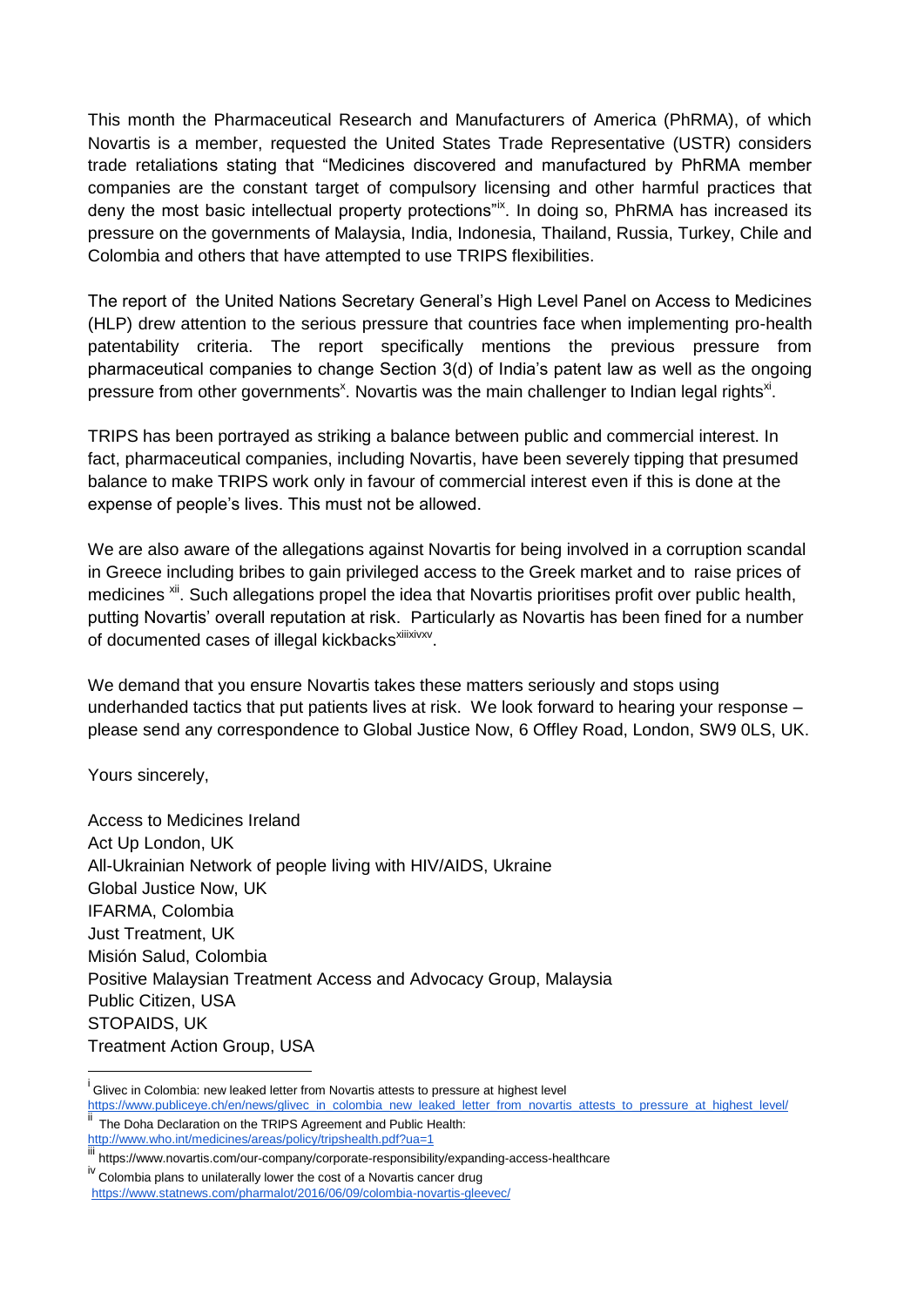This month the Pharmaceutical Research and Manufacturers of America (PhRMA), of which Novartis is a member, requested the United States Trade Representative (USTR) considers trade retaliations stating that "Medicines discovered and manufactured by PhRMA member companies are the constant target of compulsory licensing and other harmful practices that deny the most basic intellectual property protections"[ix]. In doing so, PhRMA has increased its pressure on the governments of Malaysia, India, Indonesia, Thailand, Russia, Turkey, Chile and Colombia and others that have attempted to use TRIPS flexibilities.

The report of the United Nations Secretary General's High Level Panel on Access to Medicines (HLP) drew attention to the serious pressure that countries face when implementing pro-health patentability criteria. The report specifically mentions the previous pressure from pharmaceutical companies to change Section 3(d) of India's patent law as well as the ongoing pressure from other governments[x]. Novartis was the main challenger to Indian legal rights[xi].

TRIPS has been portrayed as striking a balance between public and commercial interest. In fact, pharmaceutical companies, including Novartis, have been severely tipping that presumed balance to make TRIPS work only in favour of commercial interest even if this is done at the expense of people's lives. This must not be allowed.

We are also aware of the allegations against Novartis for being involved in a corruption scandal in Greece including bribes to gain privileged access to the Greek market and to raise prices of medicines [xii]. Such allegations propel the idea that Novartis prioritises profit over public health, putting Novartis' overall reputation at risk. Particularly as Novartis has been fined for a number of documented cases of illegal kickbacks[xiii,xiv,xv].

We demand that you ensure Novartis takes these matters seriously and stops using underhanded tactics that put patients lives at risk. We look forward to hearing your response – please send any correspondence to Global Justice Now, 6 Offley Road, London, SW9 0LS, UK.

Yours sincerely,

Access to Medicines Ireland
Act Up London, UK
All-Ukrainian Network of people living with HIV/AIDS, Ukraine
Global Justice Now, UK
IFARMA, Colombia
Just Treatment, UK
Misión Salud, Colombia
Positive Malaysian Treatment Access and Advocacy Group, Malaysia
Public Citizen, USA
STOPAIDS, UK
Treatment Action Group, USA

---

[i] Glivec in Colombia: new leaked letter from Novartis attests to pressure at highest level
https://www.publiceye.ch/en/news/glivec_in_colombia_new_leaked_letter_from_novartis_attests_to_pressure_at_highest_level/

[ii] The Doha Declaration on the TRIPS Agreement and Public Health:
http://www.who.int/medicines/areas/policy/tripshealth.pdf?ua=1

[iii] https://www.novartis.com/our-company/corporate-responsibility/expanding-access-healthcare

[iv] Colombia plans to unilaterally lower the cost of a Novartis cancer drug
https://www.statnews.com/pharmalot/2016/06/09/colombia-novartis-gleevec/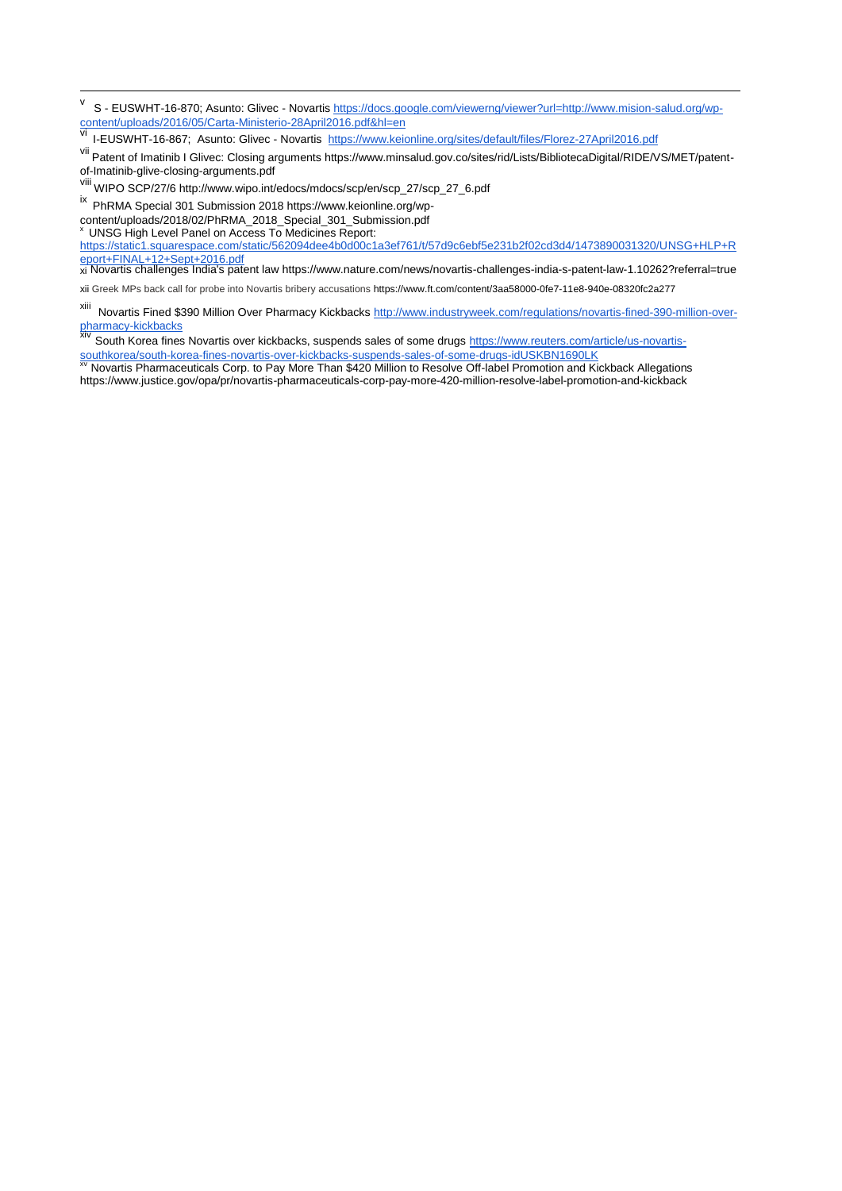[v] S - EUSWHT-16-870; Asunto: Glivec - Novartis https://docs.google.com/viewerng/viewer?url=http://www.mision-salud.org/wp-content/uploads/2016/05/Carta-Ministerio-28April2016.pdf&hl=en

[vi] I-EUSWHT-16-867; Asunto: Glivec - Novartis https://www.keionline.org/sites/default/files/Florez-27April2016.pdf

[vii] Patent of Imatinib I Glivec: Closing arguments https://www.minsalud.gov.co/sites/rid/Lists/BibliotecaDigital/RIDE/VS/MET/patent-of-Imatinib-glive-closing-arguments.pdf

[viii] WIPO SCP/27/6 http://www.wipo.int/edocs/mdocs/scp/en/scp_27/scp_27_6.pdf

[ix] PhRMA Special 301 Submission 2018 https://www.keionline.org/wp-content/uploads/2018/02/PhRMA_2018_Special_301_Submission.pdf

[x] UNSG High Level Panel on Access To Medicines Report: https://static1.squarespace.com/static/562094dee4b0d00c1a3ef761/t/57d9c6ebf5e231b2f02cd3d4/1473890031320/UNSG+HLP+Report+FINAL+12+Sept+2016.pdf

[xi] Novartis challenges India's patent law https://www.nature.com/news/novartis-challenges-india-s-patent-law-1.10262?referral=true

[xii] Greek MPs back call for probe into Novartis bribery accusations https://www.ft.com/content/3aa58000-0fe7-11e8-940e-08320fc2a277

[xiii] Novartis Fined $390 Million Over Pharmacy Kickbacks http://www.industryweek.com/regulations/novartis-fined-390-million-over-pharmacy-kickbacks

[xiv] South Korea fines Novartis over kickbacks, suspends sales of some drugs https://www.reuters.com/article/us-novartis-southkorea/south-korea-fines-novartis-over-kickbacks-suspends-sales-of-some-drugs-idUSKBN1690LK

[xv] Novartis Pharmaceuticals Corp. to Pay More Than $420 Million to Resolve Off-label Promotion and Kickback Allegations https://www.justice.gov/opa/pr/novartis-pharmaceuticals-corp-pay-more-420-million-resolve-label-promotion-and-kickback